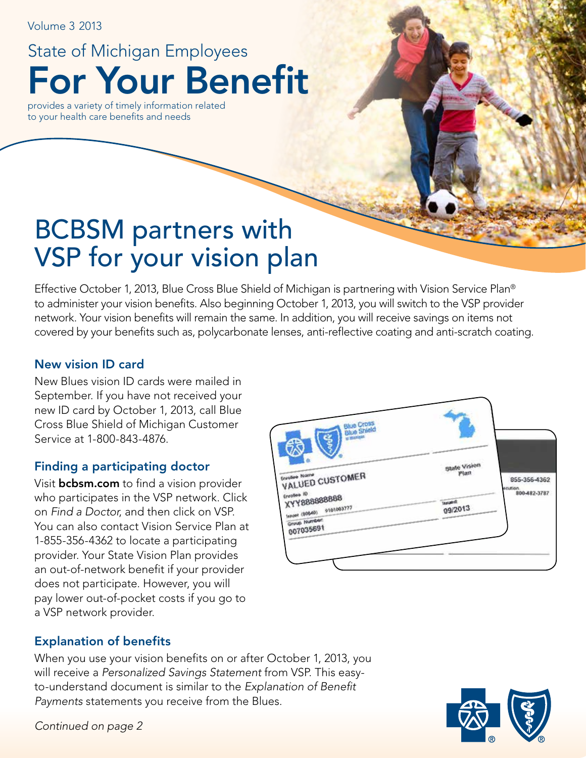Volume 3 2013

State of Michigan Employees

# For Your Benefit

provides a variety of timely information related to your health care benefits and needs

## BCBSM partners with VSP for your vision plan

Effective October 1, 2013, Blue Cross Blue Shield of Michigan is partnering with Vision Service Plan® to administer your vision benefits. Also beginning October 1, 2013, you will switch to the VSP provider network. Your vision benefits will remain the same. In addition, you will receive savings on items not covered by your benefits such as, polycarbonate lenses, anti-reflective coating and anti-scratch coating.

### New vision ID card

New Blues vision ID cards were mailed in September. If you have not received your new ID card by October 1, 2013, call Blue Cross Blue Shield of Michigan Customer Service at 1-800-843-4876.

### Finding a participating doctor

Visit **bcbsm.com** to find a vision provider who participates in the VSP network. Click on *Find a Doctor*, and then click on VSP. You can also contact Vision Service Plan at 1-855-356-4362 to locate a participating provider. Your State Vision Plan provides an out-of-network benefit if your provider does not participate. However, you will pay lower out-of-pocket costs if you go to a VSP network provider.

### Explanation of benefits

When you use your vision benefits on or after October 1, 2013, you will receive a *Personalized Savings Statement* from VSP. This easy-to-understand document is similar to the *Explanation of Benefit Payments* statements you receive from the Blues.

*Continued on page 2*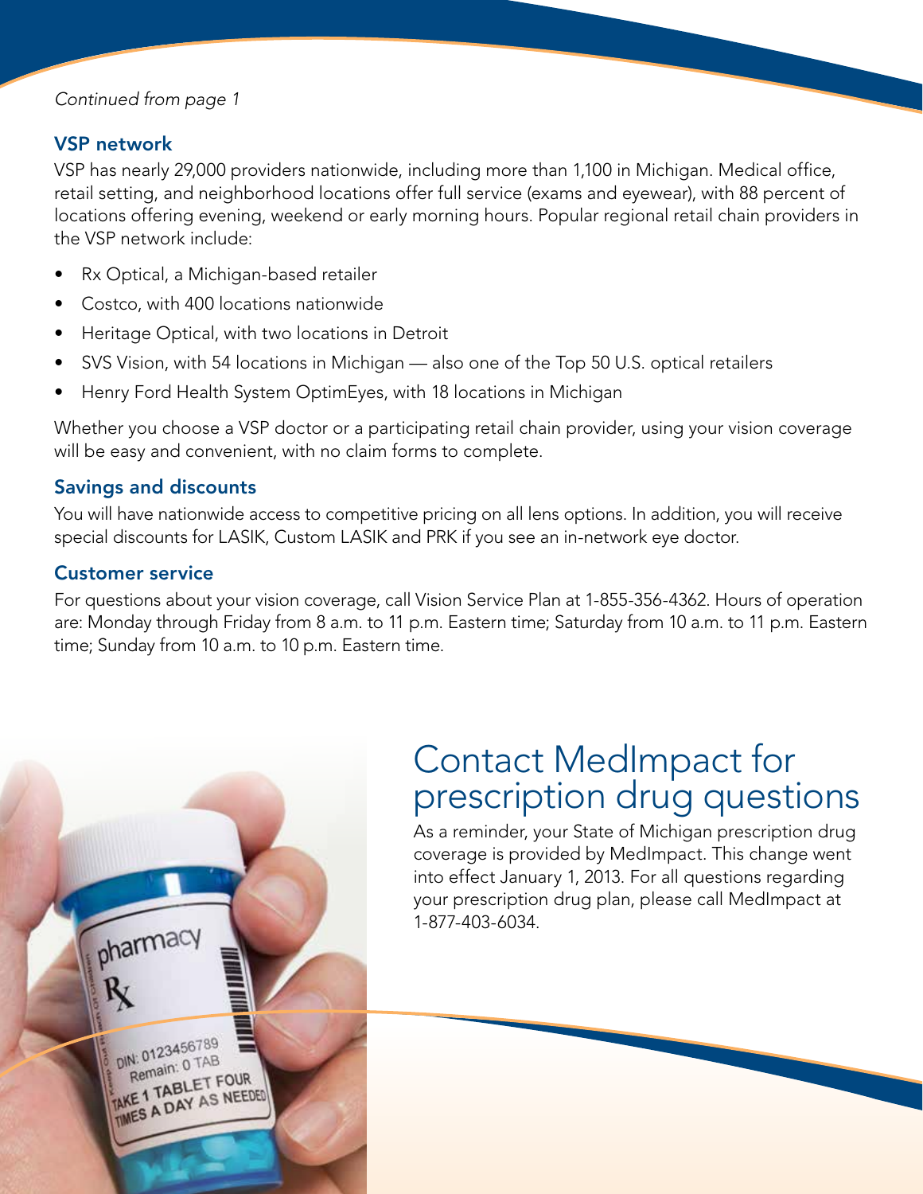*Continued from page 1*

### VSP network

VSP has nearly 29,000 providers nationwide, including more than 1,100 in Michigan. Medical office, retail setting, and neighborhood locations offer full service (exams and eyewear), with 88 percent of locations offering evening, weekend or early morning hours. Popular regional retail chain providers in the VSP network include:

- Rx Optical, a Michigan-based retailer
- Costco, with 400 locations nationwide
- Heritage Optical, with two locations in Detroit
- SVS Vision, with 54 locations in Michigan — also one of the Top 50 U.S. optical retailers
- Henry Ford Health System OptimEyes, with 18 locations in Michigan

Whether you choose a VSP doctor or a participating retail chain provider, using your vision coverage will be easy and convenient, with no claim forms to complete.

### Savings and discounts

You will have nationwide access to competitive pricing on all lens options. In addition, you will receive special discounts for LASIK, Custom LASIK and PRK if you see an in-network eye doctor.

### Customer service

For questions about your vision coverage, call Vision Service Plan at 1-855-356-4362. Hours of operation are: Monday through Friday from 8 a.m. to 11 p.m. Eastern time; Saturday from 10 a.m. to 11 p.m. Eastern time; Sunday from 10 a.m. to 10 p.m. Eastern time.

## Contact MedImpact for prescription drug questions

As a reminder, your State of Michigan prescription drug coverage is provided by MedImpact. This change went into effect January 1, 2013. For all questions regarding your prescription drug plan, please call MedImpact at 1-877-403-6034.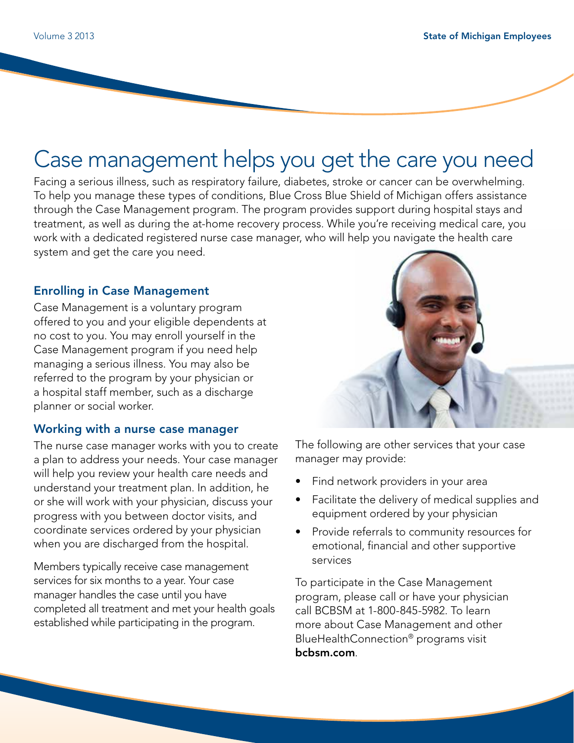# Case management helps you get the care you need

Facing a serious illness, such as respiratory failure, diabetes, stroke or cancer can be overwhelming. To help you manage these types of conditions, Blue Cross Blue Shield of Michigan offers assistance through the Case Management program. The program provides support during hospital stays and treatment, as well as during the at-home recovery process. While you're receiving medical care, you work with a dedicated registered nurse case manager, who will help you navigate the health care system and get the care you need.

### Enrolling in Case Management

Case Management is a voluntary program offered to you and your eligible dependents at no cost to you. You may enroll yourself in the Case Management program if you need help managing a serious illness. You may also be referred to the program by your physician or a hospital staff member, such as a discharge planner or social worker.

### Working with a nurse case manager

The nurse case manager works with you to create a plan to address your needs. Your case manager will help you review your health care needs and understand your treatment plan. In addition, he or she will work with your physician, discuss your progress with you between doctor visits, and coordinate services ordered by your physician when you are discharged from the hospital.

Members typically receive case management services for six months to a year. Your case manager handles the case until you have completed all treatment and met your health goals established while participating in the program.

The following are other services that your case manager may provide:

- Find network providers in your area
- Facilitate the delivery of medical supplies and equipment ordered by your physician
- Provide referrals to community resources for emotional, financial and other supportive services

To participate in the Case Management program, please call or have your physician call BCBSM at 1-800-845-5982. To learn more about Case Management and other BlueHealthConnection® programs visit **bcbsm.com**.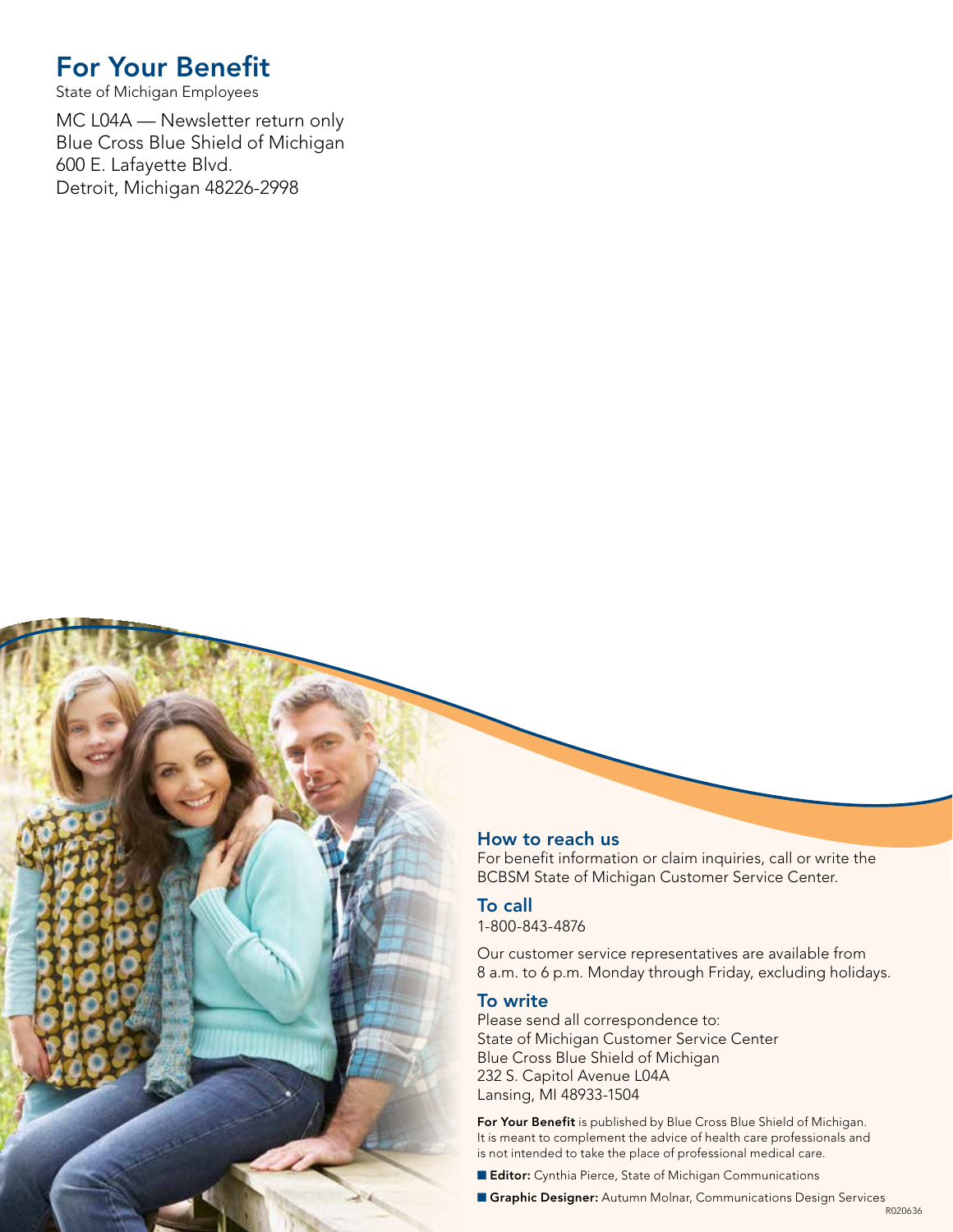## For Your Benefit

State of Michigan Employees

MC L04A — Newsletter return only
Blue Cross Blue Shield of Michigan
600 E. Lafayette Blvd.
Detroit, Michigan 48226-2998

### How to reach us

For benefit information or claim inquiries, call or write the BCBSM State of Michigan Customer Service Center.

### To call

1-800-843-4876

Our customer service representatives are available from 8 a.m. to 6 p.m. Monday through Friday, excluding holidays.

### To write

Please send all correspondence to:
State of Michigan Customer Service Center
Blue Cross Blue Shield of Michigan
232 S. Capitol Avenue L04A
Lansing, MI 48933-1504

**For Your Benefit** is published by Blue Cross Blue Shield of Michigan. It is meant to complement the advice of health care professionals and is not intended to take the place of professional medical care.

- **Editor:** Cynthia Pierce, State of Michigan Communications
- **Graphic Designer:** Autumn Molnar, Communications Design Services

R020636